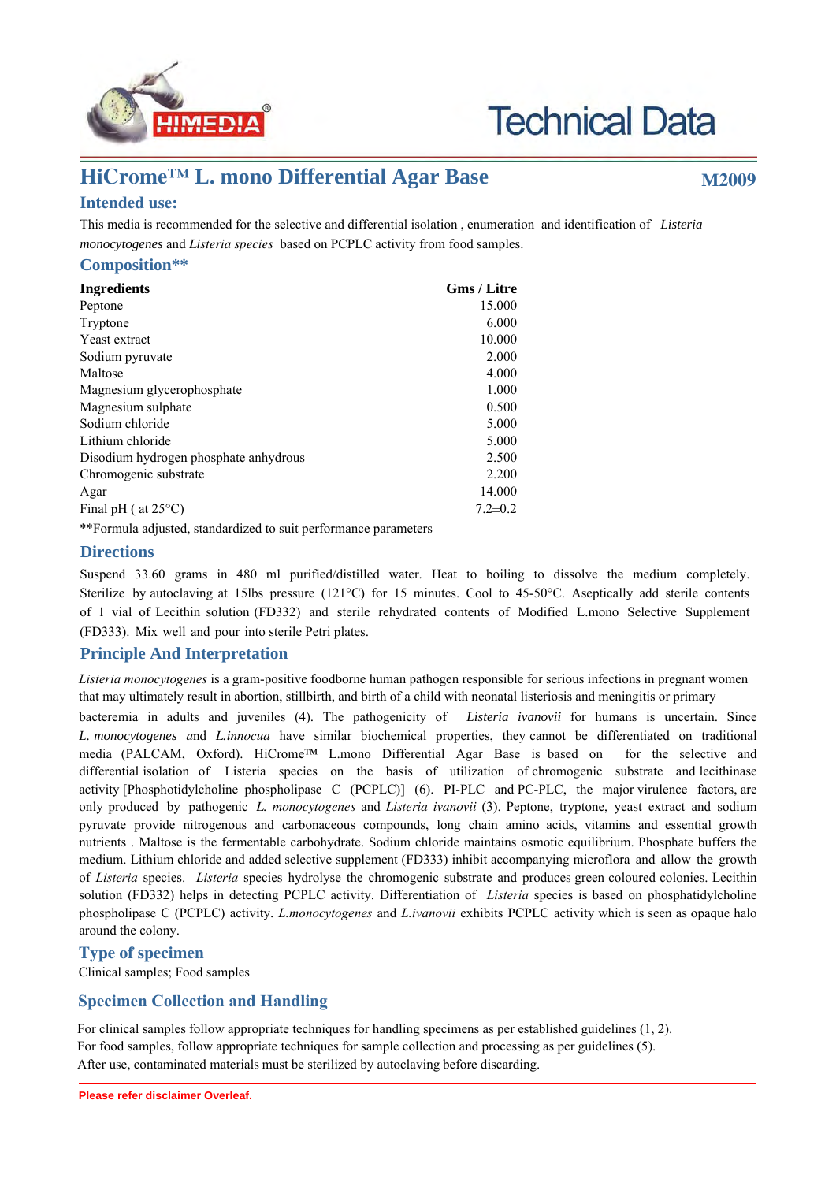# Technical Data

## HiCrome™ L. mono Differential Agar Base

**M2009**

### Intended use:

This media is recommended for the selective and differential isolation , enumeration and identification of *Listeria monocytogenes* and *Listeria species* based on PCPLC activity from food samples.

### Composition**

| Ingredients | Gms / Litre |
|---|---|
| Peptone | 15.000 |
| Tryptone | 6.000 |
| Yeast extract | 10.000 |
| Sodium pyruvate | 2.000 |
| Maltose | 4.000 |
| Magnesium glycerophosphate | 1.000 |
| Magnesium sulphate | 0.500 |
| Sodium chloride | 5.000 |
| Lithium chloride | 5.000 |
| Disodium hydrogen phosphate anhydrous | 2.500 |
| Chromogenic substrate | 2.200 |
| Agar | 14.000 |
| Final pH ( at 25°C) | 7.2±0.2 |

**Formula adjusted, standardized to suit performance parameters

### Directions

Suspend 33.60 grams in 480 ml purified/distilled water. Heat to boiling to dissolve the medium completely. Sterilize by autoclaving at 15lbs pressure (121°C) for 15 minutes. Cool to 45-50°C. Aseptically add sterile contents of 1 vial of Lecithin solution (FD332) and sterile rehydrated contents of Modified L.mono Selective Supplement (FD333). Mix well and pour into sterile Petri plates.

### Principle And Interpretation

*Listeria monocytogenes* is a gram-positive foodborne human pathogen responsible for serious infections in pregnant women that may ultimately result in abortion, stillbirth, and birth of a child with neonatal listeriosis and meningitis or primary bacteremia in adults and juveniles (4). The pathogenicity of *Listeria ivanovii* for humans is uncertain. Since *L. monocytogenes* and *L.innocua* have similar biochemical properties, they cannot be differentiated on traditional media (PALCAM, Oxford). HiCrome™ L.mono Differential Agar Base is based on for the selective and differential isolation of Listeria species on the basis of utilization of chromogenic substrate and lecithinase activity [Phosphotidylcholine phospholipase C (PCPLC)] (6). PI-PLC and PC-PLC, the major virulence factors, are only produced by pathogenic *L. monocytogenes* and *Listeria ivanovii* (3). Peptone, tryptone, yeast extract and sodium pyruvate provide nitrogenous and carbonaceous compounds, long chain amino acids, vitamins and essential growth nutrients . Maltose is the fermentable carbohydrate. Sodium chloride maintains osmotic equilibrium. Phosphate buffers the medium. Lithium chloride and added selective supplement (FD333) inhibit accompanying microflora and allow the growth of *Listeria* species. *Listeria* species hydrolyse the chromogenic substrate and produces green coloured colonies. Lecithin solution (FD332) helps in detecting PCPLC activity. Differentiation of *Listeria* species is based on phosphatidylcholine phospholipase C (PCPLC) activity. *L.monocytogenes* and *L.ivanovii* exhibits PCPLC activity which is seen as opaque halo around the colony.

### Type of specimen

Clinical samples; Food samples

### Specimen Collection and Handling

For clinical samples follow appropriate techniques for handling specimens as per established guidelines (1, 2).
For food samples, follow appropriate techniques for sample collection and processing as per guidelines (5).
After use, contaminated materials must be sterilized by autoclaving before discarding.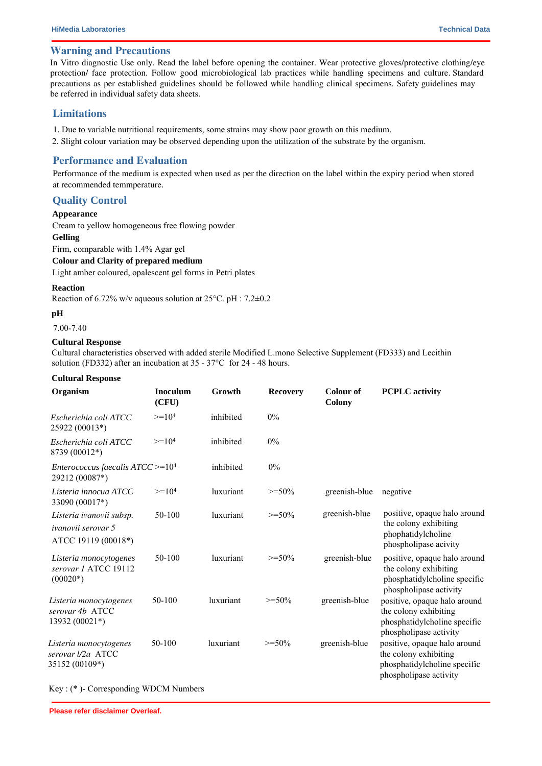## Warning and Precautions

In Vitro diagnostic Use only. Read the label before opening the container. Wear protective gloves/protective clothing/eye protection/ face protection. Follow good microbiological lab practices while handling specimens and culture. Standard precautions as per established guidelines should be followed while handling clinical specimens. Safety guidelines may be referred in individual safety data sheets.

## Limitations

1. Due to variable nutritional requirements, some strains may show poor growth on this medium.
2. Slight colour variation may be observed depending upon the utilization of the substrate by the organism.

## Performance and Evaluation

Performance of the medium is expected when used as per the direction on the label within the expiry period when stored at recommended temmperature.

## Quality Control

**Appearance**

Cream to yellow homogeneous free flowing powder

**Gelling**

Firm, comparable with 1.4% Agar gel

**Colour and Clarity of prepared medium**

Light amber coloured, opalescent gel forms in Petri plates

**Reaction**

Reaction of 6.72% w/v aqueous solution at 25°C. pH : 7.2±0.2

**pH**

7.00-7.40

**Cultural Response**

Cultural characteristics observed with added sterile Modified L.mono Selective Supplement (FD333) and Lecithin solution (FD332) after an incubation at 35 - 37°C for 24 - 48 hours.

**Cultural Response**

| Organism | Inoculum (CFU) | Growth | Recovery | Colour of Colony | PCPLC activity |
|---|---|---|---|---|---|
| *Escherichia coli ATCC* 25922 (00013*) | >=$10^4$ | inhibited | 0% | | |
| *Escherichia coli ATCC* 8739 (00012*) | >=$10^4$ | inhibited | 0% | | |
| *Enterococcus faecalis ATCC* 29212 (00087*) | >=$10^4$ | inhibited | 0% | | |
| *Listeria innocua ATCC* 33090 (00017*) | >=$10^4$ | luxuriant | >=50% | greenish-blue | negative |
| *Listeria ivanovii subsp. ivanovii serovar 5* ATCC 19119 (00018*) | 50-100 | luxuriant | >=50% | greenish-blue | positive, opaque halo around the colony exhibiting phophatidylcholine phospholipase acivity |
| *Listeria monocytogenes serovar 1* ATCC 19112 (00020*) | 50-100 | luxuriant | >=50% | greenish-blue | positive, opaque halo around the colony exhibiting phosphatidylcholine specific phospholipase activity |
| *Listeria monocytogenes serovar 4b* ATCC 13932 (00021*) | 50-100 | luxuriant | >=50% | greenish-blue | positive, opaque halo around the colony exhibiting phosphatidylcholine specific phospholipase activity |
| *Listeria monocytogenes serovar l/2a* ATCC 35152 (00109*) | 50-100 | luxuriant | >=50% | greenish-blue | positive, opaque halo around the colony exhibiting phosphatidylcholine specific phospholipase activity |

Key : (* )- Corresponding WDCM Numbers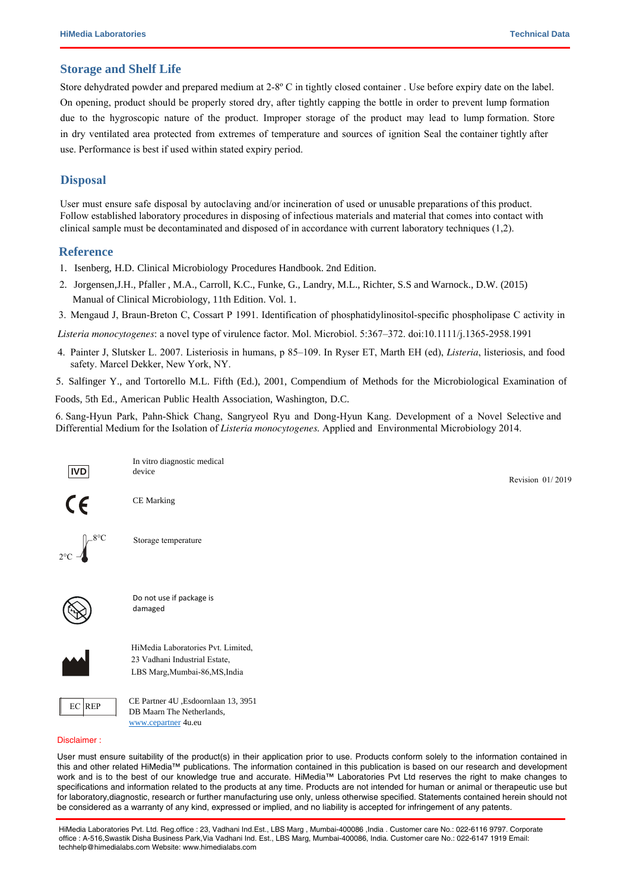## Storage and Shelf Life

Store dehydrated powder and prepared medium at 2-8º C in tightly closed container . Use before expiry date on the label. On opening, product should be properly stored dry, after tightly capping the bottle in order to prevent lump formation due to the hygroscopic nature of the product. Improper storage of the product may lead to lump formation. Store in dry ventilated area protected from extremes of temperature and sources of ignition Seal the container tightly after use. Performance is best if used within stated expiry period.

## Disposal

User must ensure safe disposal by autoclaving and/or incineration of used or unusable preparations of this product. Follow established laboratory procedures in disposing of infectious materials and material that comes into contact with clinical sample must be decontaminated and disposed of in accordance with current laboratory techniques (1,2).

## Reference

1. Isenberg, H.D. Clinical Microbiology Procedures Handbook. 2nd Edition.
2. Jorgensen,J.H., Pfaller , M.A., Carroll, K.C., Funke, G., Landry, M.L., Richter, S.S and Warnock., D.W. (2015) Manual of Clinical Microbiology, 11th Edition. Vol. 1.
3. Mengaud J, Braun-Breton C, Cossart P 1991. Identification of phosphatidylinositol-specific phospholipase C activity in *Listeria monocytogenes*: a novel type of virulence factor. Mol. Microbiol. 5:367–372. doi:10.1111/j.1365-2958.1991
4. Painter J, Slutsker L. 2007. Listeriosis in humans, p 85–109. In Ryser ET, Marth EH (ed), *Listeria*, listeriosis, and food safety. Marcel Dekker, New York, NY.
5. Salfinger Y., and Tortorello M.L. Fifth (Ed.), 2001, Compendium of Methods for the Microbiological Examination of Foods, 5th Ed., American Public Health Association, Washington, D.C.
6. Sang-Hyun Park, Pahn-Shick Chang, Sangryeol Ryu and Dong-Hyun Kang. Development of a Novel Selective and Differential Medium for the Isolation of *Listeria monocytogenes.* Applied and Environmental Microbiology 2014.

IVD — In vitro diagnostic medical device

CE — CE Marking

2°C – 8°C — Storage temperature

Do not use if package is damaged

HiMedia Laboratories Pvt. Limited, 23 Vadhani Industrial Estate, LBS Marg,Mumbai-86,MS,India

EC REP — CE Partner 4U ,Esdoornlaan 13, 3951 DB Maarn The Netherlands, www.cepartner 4u.eu

Revision 01/ 2019

**Disclaimer :**

User must ensure suitability of the product(s) in their application prior to use. Products conform solely to the information contained in this and other related HiMedia™ publications. The information contained in this publication is based on our research and development work and is to the best of our knowledge true and accurate. HiMedia™ Laboratories Pvt Ltd reserves the right to make changes to specifications and information related to the products at any time. Products are not intended for human or animal or therapeutic use but for laboratory,diagnostic, research or further manufacturing use only, unless otherwise specified. Statements contained herein should not be considered as a warranty of any kind, expressed or implied, and no liability is accepted for infringement of any patents.

HiMedia Laboratories Pvt. Ltd. Reg.office : 23, Vadhani Ind.Est., LBS Marg , Mumbai-400086 ,India . Customer care No.: 022-6116 9797. Corporate office : A-516,Swastik Disha Business Park,Via Vadhani Ind. Est., LBS Marg, Mumbai-400086, India. Customer care No.: 022-6147 1919 Email: techhelp@himedialabs.com Website: www.himedialabs.com